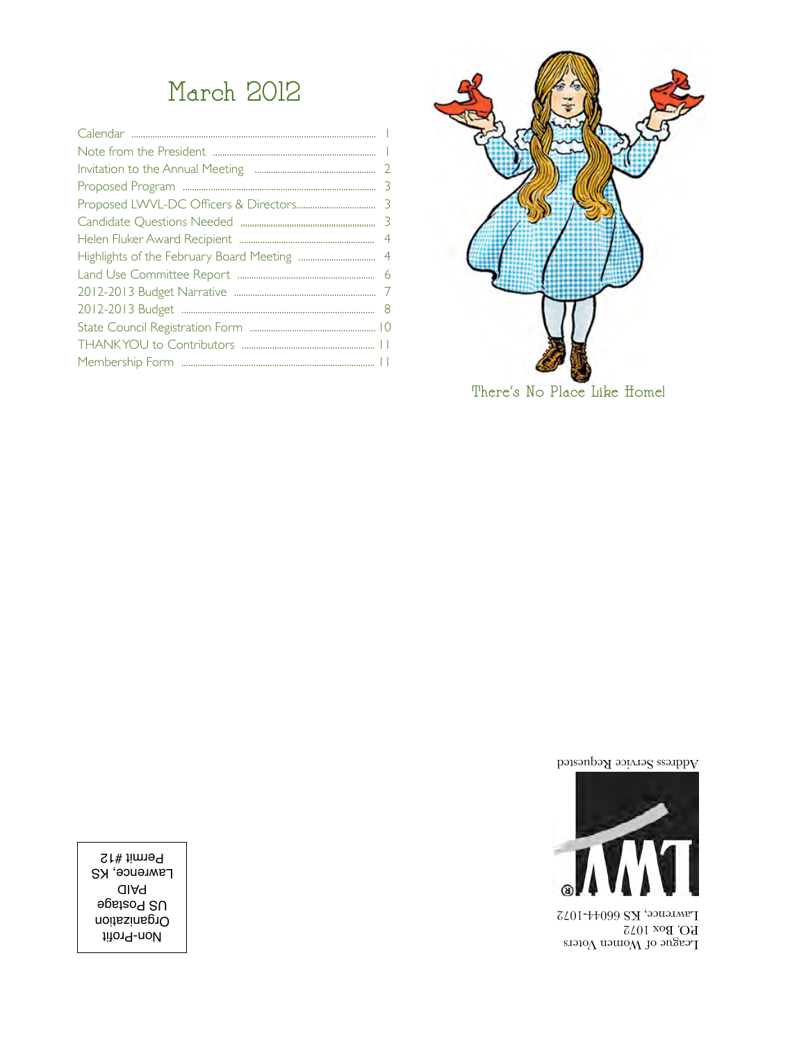# March 2012

| | |
|---|---|
| Calendar | 1 |
| Note from the President | 1 |
| Invitation to the Annual Meeting | 2 |
| Proposed Program | 3 |
| Proposed LWVL-DC Officers & Directors | 3 |
| Candidate Questions Needed | 3 |
| Helen Fluker Award Recipient | 4 |
| Highlights of the February Board Meeting | 4 |
| Land Use Committee Report | 6 |
| 2012-2013 Budget Narrative | 7 |
| 2012-2013 Budget | 8 |
| State Council Registration Form | 10 |
| THANK YOU to Contributors | 11 |
| Membership Form | 11 |

There's No Place Like Home!

League of Women Voters
P.O. Box 1072
Lawrence, KS 66044-1072

Address Service Requested

Non-Profit
Organization
US Postage
PAID
Lawrence, KS
Permit #12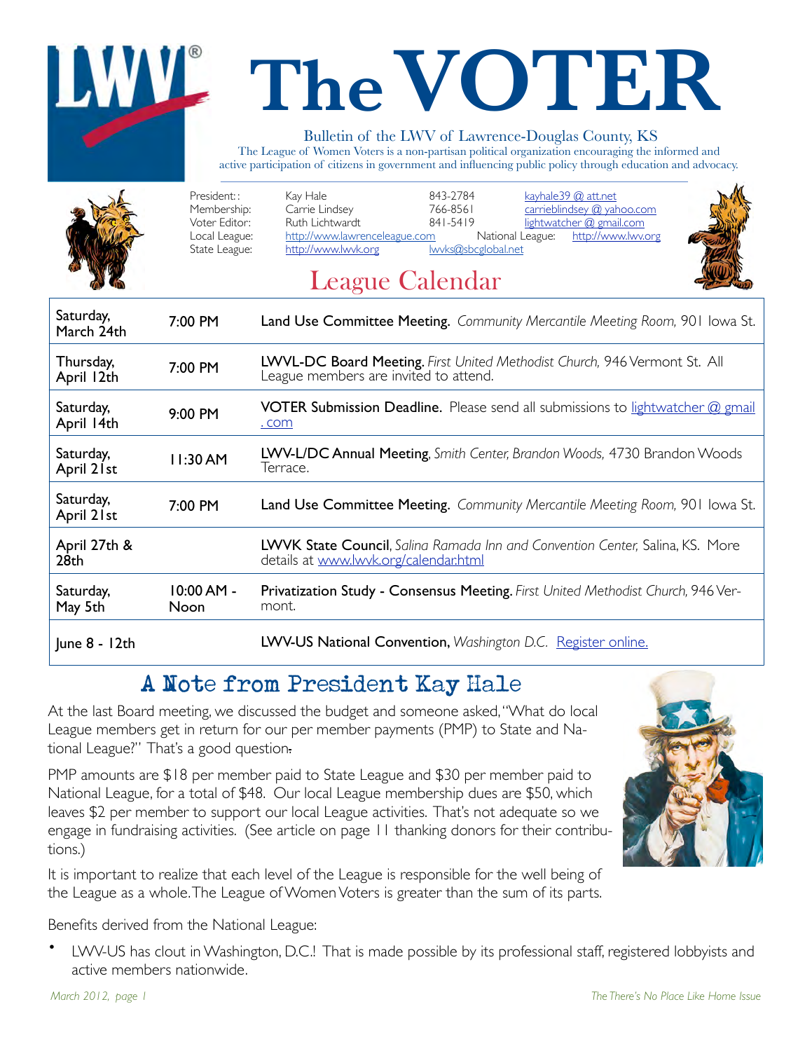# The VOTER

Bulletin of the LWV of Lawrence-Douglas County, KS

The League of Women Voters is a non-partisan political organization encouraging the informed and active participation of citizens in government and influencing public policy through education and advocacy.

President:: Kay Hale 843-2784 kayhale39 @ att.net
Membership: Carrie Lindsey 766-8561 carrieblindsey @ yahoo.com
Voter Editor: Ruth Lichtwardt 841-5419 lightwatcher @ gmail.com
Local League: http://www.lawrenceleague.com National League: http://www.lwv.org
State League: http://www.lwvk.org lwvks@sbcglobal.net

## League Calendar

| | | |
|---|---|---|
| Saturday, March 24th | 7:00 PM | **Land Use Committee Meeting.** *Community Mercantile Meeting Room,* 901 Iowa St. |
| Thursday, April 12th | 7:00 PM | **LWVL-DC Board Meeting.** *First United Methodist Church,* 946 Vermont St. All League members are invited to attend. |
| Saturday, April 14th | 9:00 PM | **VOTER Submission Deadline.** Please send all submissions to lightwatcher @ gmail .com |
| Saturday, April 21st | 11:30 AM | **LWV-L/DC Annual Meeting**, *Smith Center, Brandon Woods,* 4730 Brandon Woods Terrace. |
| Saturday, April 21st | 7:00 PM | **Land Use Committee Meeting.** *Community Mercantile Meeting Room,* 901 Iowa St. |
| April 27th & 28th | | **LWVK State Council**, *Salina Ramada Inn and Convention Center,* Salina, KS. More details at www.lwvk.org/calendar.html |
| Saturday, May 5th | 10:00 AM - Noon | **Privatization Study - Consensus Meeting.** *First United Methodist Church,* 946 Vermont. |
| June 8 - 12th | | **LWV-US National Convention,** *Washington D.C.* Register online. |

## A Note from President Kay Hale

At the last Board meeting, we discussed the budget and someone asked, "What do local League members get in return for our per member payments (PMP) to State and National League?" That's a good question.

PMP amounts are $18 per member paid to State League and $30 per member paid to National League, for a total of $48. Our local League membership dues are $50, which leaves $2 per member to support our local League activities. That's not adequate so we engage in fundraising activities. (See article on page 11 thanking donors for their contributions.)

It is important to realize that each level of the League is responsible for the well being of the League as a whole. The League of Women Voters is greater than the sum of its parts.

Benefits derived from the National League:

- LWV-US has clout in Washington, D.C.! That is made possible by its professional staff, registered lobbyists and active members nationwide.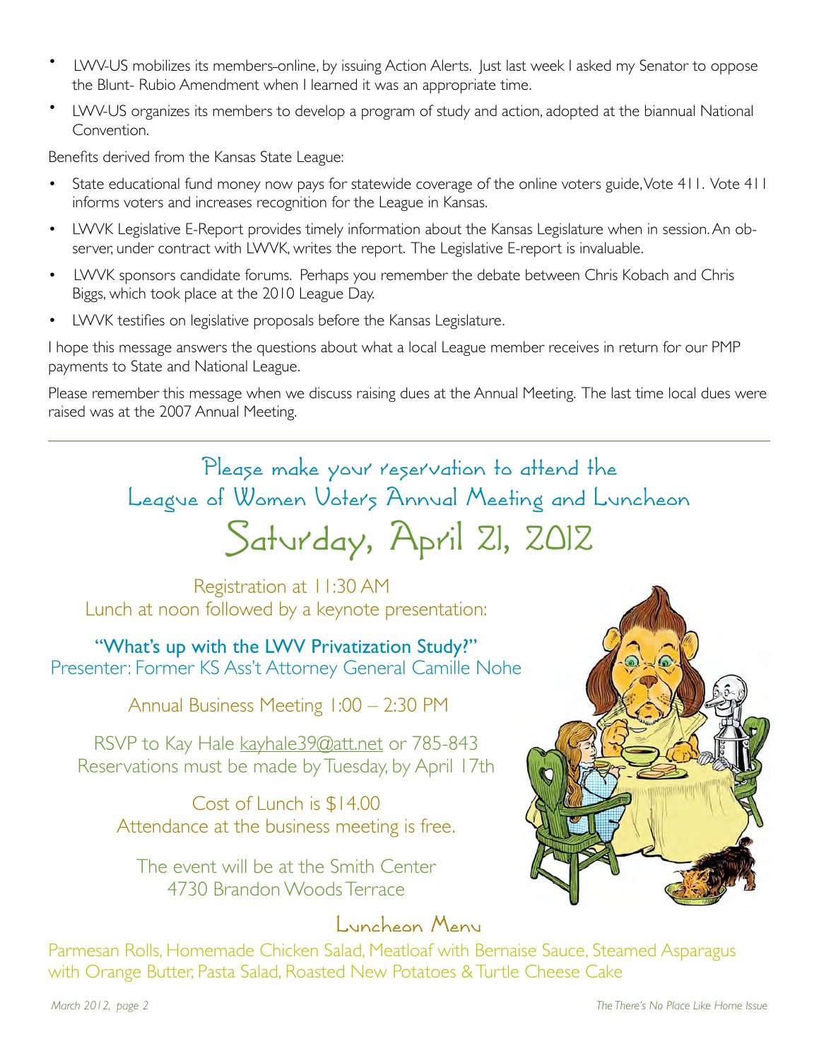- LWV-US mobilizes its members-online, by issuing Action Alerts. Just last week I asked my Senator to oppose the Blunt- Rubio Amendment when I learned it was an appropriate time.
- LWV-US organizes its members to develop a program of study and action, adopted at the biannual National Convention.

Benefits derived from the Kansas State League:

- State educational fund money now pays for statewide coverage of the online voters guide, Vote 411. Vote 411 informs voters and increases recognition for the League in Kansas.
- LWVK Legislative E-Report provides timely information about the Kansas Legislature when in session. An observer, under contract with LWVK, writes the report. The Legislative E-report is invaluable.
- LWVK sponsors candidate forums. Perhaps you remember the debate between Chris Kobach and Chris Biggs, which took place at the 2010 League Day.
- LWVK testifies on legislative proposals before the Kansas Legislature.

I hope this message answers the questions about what a local League member receives in return for our PMP payments to State and National League.

Please remember this message when we discuss raising dues at the Annual Meeting. The last time local dues were raised was at the 2007 Annual Meeting.

---

## Please make your reservation to attend the League of Women Voters Annual Meeting and Luncheon

# Saturday, April 21, 2012

Registration at 11:30 AM
Lunch at noon followed by a keynote presentation:

**"What's up with the LWV Privatization Study?"**
Presenter: Former KS Ass't Attorney General Camille Nohe

Annual Business Meeting 1:00 – 2:30 PM

RSVP to Kay Hale kayhale39@att.net or 785-843
Reservations must be made by Tuesday, by April 17th

Cost of Lunch is $14.00
Attendance at the business meeting is free.

The event will be at the Smith Center
4730 Brandon Woods Terrace

## Luncheon Menu

Parmesan Rolls, Homemade Chicken Salad, Meatloaf with Bernaise Sauce, Steamed Asparagus with Orange Butter, Pasta Salad, Roasted New Potatoes & Turtle Cheese Cake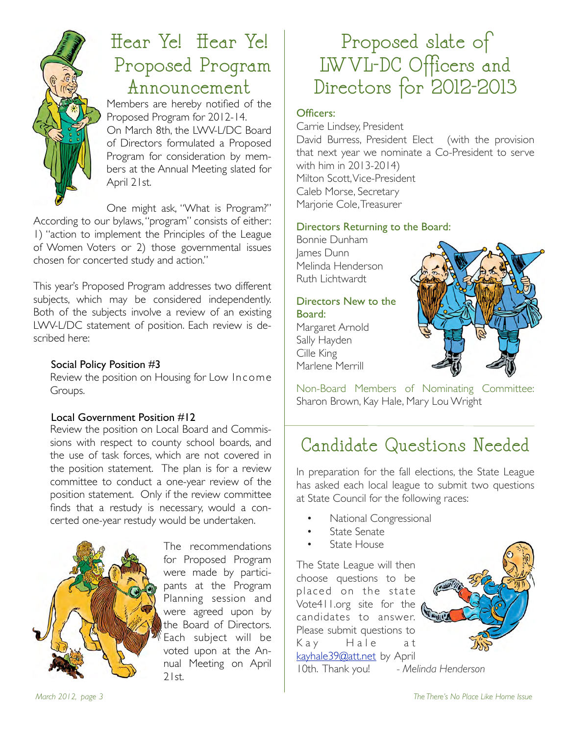# Hear Ye! Hear Ye! Proposed Program Announcement

Members are hereby notified of the Proposed Program for 2012-14. On March 8th, the LWV-L/DC Board of Directors formulated a Proposed Program for consideration by members at the Annual Meeting slated for April 21st.

One might ask, "What is Program?" According to our bylaws, "program" consists of either: 1) "action to implement the Principles of the League of Women Voters or 2) those governmental issues chosen for concerted study and action."

This year's Proposed Program addresses two different subjects, which may be considered independently. Both of the subjects involve a review of an existing LWV-L/DC statement of position. Each review is described here:

**Social Policy Position #3**
Review the position on Housing for Low Income Groups.

**Local Government Position #12**
Review the position on Local Board and Commissions with respect to county school boards, and the use of task forces, which are not covered in the position statement. The plan is for a review committee to conduct a one-year review of the position statement. Only if the review committee finds that a restudy is necessary, would a concerted one-year restudy would be undertaken.

The recommendations for Proposed Program were made by participants at the Program Planning session and were agreed upon by the Board of Directors. Each subject will be voted upon at the Annual Meeting on April 21st.

# Proposed slate of LWVL-DC Officers and Directors for 2012-2013

**Officers:**
Carrie Lindsey, President
David Burress, President Elect (with the provision that next year we nominate a Co-President to serve with him in 2013-2014)
Milton Scott, Vice-President
Caleb Morse, Secretary
Marjorie Cole, Treasurer

**Directors Returning to the Board:**
Bonnie Dunham
James Dunn
Melinda Henderson
Ruth Lichtwardt

**Directors New to the Board:**
Margaret Arnold
Sally Hayden
Cille King
Marlene Merrill

Non-Board Members of Nominating Committee: Sharon Brown, Kay Hale, Mary Lou Wright

# Candidate Questions Needed

In preparation for the fall elections, the State League has asked each local league to submit two questions at State Council for the following races:

- National Congressional
- State Senate
- State House

The State League will then choose questions to be placed on the state Vote411.org site for the candidates to answer. Please submit questions to Kay Hale at kayhale39@att.net by April 10th. Thank you! *- Melinda Henderson*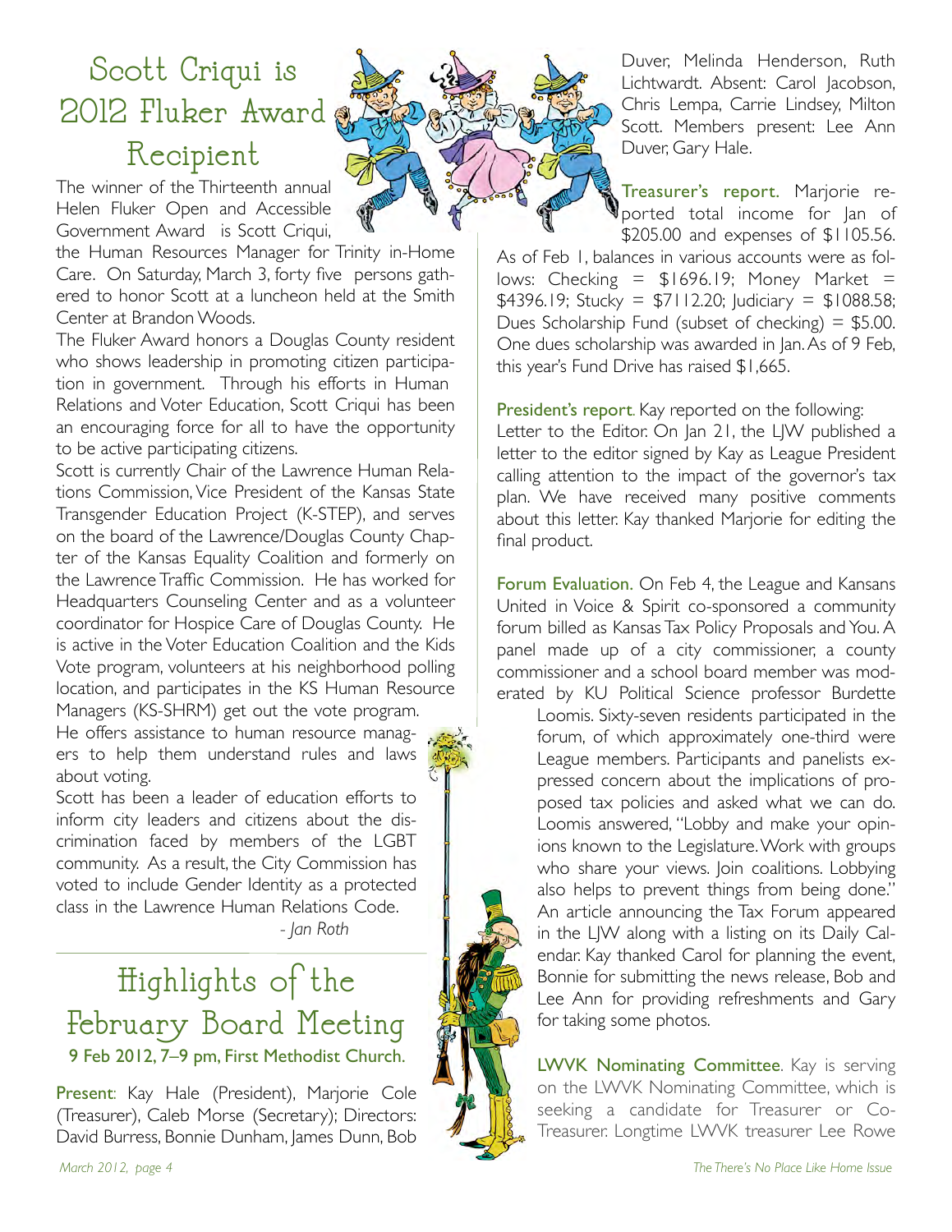# Scott Criqui is 2012 Fluker Award Recipient

The winner of the Thirteenth annual Helen Fluker Open and Accessible Government Award is Scott Criqui, the Human Resources Manager for Trinity in-Home Care. On Saturday, March 3, forty five persons gathered to honor Scott at a luncheon held at the Smith Center at Brandon Woods.

The Fluker Award honors a Douglas County resident who shows leadership in promoting citizen participation in government. Through his efforts in Human Relations and Voter Education, Scott Criqui has been an encouraging force for all to have the opportunity to be active participating citizens.

Scott is currently Chair of the Lawrence Human Relations Commission, Vice President of the Kansas State Transgender Education Project (K-STEP), and serves on the board of the Lawrence/Douglas County Chapter of the Kansas Equality Coalition and formerly on the Lawrence Traffic Commission. He has worked for Headquarters Counseling Center and as a volunteer coordinator for Hospice Care of Douglas County. He is active in the Voter Education Coalition and the Kids Vote program, volunteers at his neighborhood polling location, and participates in the KS Human Resource Managers (KS-SHRM) get out the vote program. He offers assistance to human resource managers to help them understand rules and laws about voting.

Scott has been a leader of education efforts to inform city leaders and citizens about the discrimination faced by members of the LGBT community. As a result, the City Commission has voted to include Gender Identity as a protected class in the Lawrence Human Relations Code.

*- Jan Roth*

# Highlights of the February Board Meeting

**9 Feb 2012, 7–9 pm, First Methodist Church.**

**Present**: Kay Hale (President), Marjorie Cole (Treasurer), Caleb Morse (Secretary); Directors: David Burress, Bonnie Dunham, James Dunn, Bob Duver, Melinda Henderson, Ruth Lichtwardt. Absent: Carol Jacobson, Chris Lempa, Carrie Lindsey, Milton Scott. Members present: Lee Ann Duver, Gary Hale.

**Treasurer's report**. Marjorie reported total income for Jan of $205.00 and expenses of $1105.56. As of Feb 1, balances in various accounts were as follows: Checking = $1696.19; Money Market = $4396.19; Stucky = $7112.20; Judiciary = $1088.58; Dues Scholarship Fund (subset of checking) = $5.00. One dues scholarship was awarded in Jan. As of 9 Feb, this year's Fund Drive has raised $1,665.

**President's report**. Kay reported on the following:
Letter to the Editor. On Jan 21, the LJW published a letter to the editor signed by Kay as League President calling attention to the impact of the governor's tax plan. We have received many positive comments about this letter. Kay thanked Marjorie for editing the final product.

**Forum Evaluation.** On Feb 4, the League and Kansans United in Voice & Spirit co-sponsored a community forum billed as Kansas Tax Policy Proposals and You. A panel made up of a city commissioner, a county commissioner and a school board member was moderated by KU Political Science professor Burdette Loomis. Sixty-seven residents participated in the forum, of which approximately one-third were League members. Participants and panelists expressed concern about the implications of proposed tax policies and asked what we can do. Loomis answered, "Lobby and make your opinions known to the Legislature. Work with groups who share your views. Join coalitions. Lobbying also helps to prevent things from being done." An article announcing the Tax Forum appeared in the LJW along with a listing on its Daily Calendar. Kay thanked Carol for planning the event, Bonnie for submitting the news release, Bob and Lee Ann for providing refreshments and Gary for taking some photos.

**LWVK Nominating Committee**. Kay is serving on the LWVK Nominating Committee, which is seeking a candidate for Treasurer or Co-Treasurer. Longtime LWVK treasurer Lee Rowe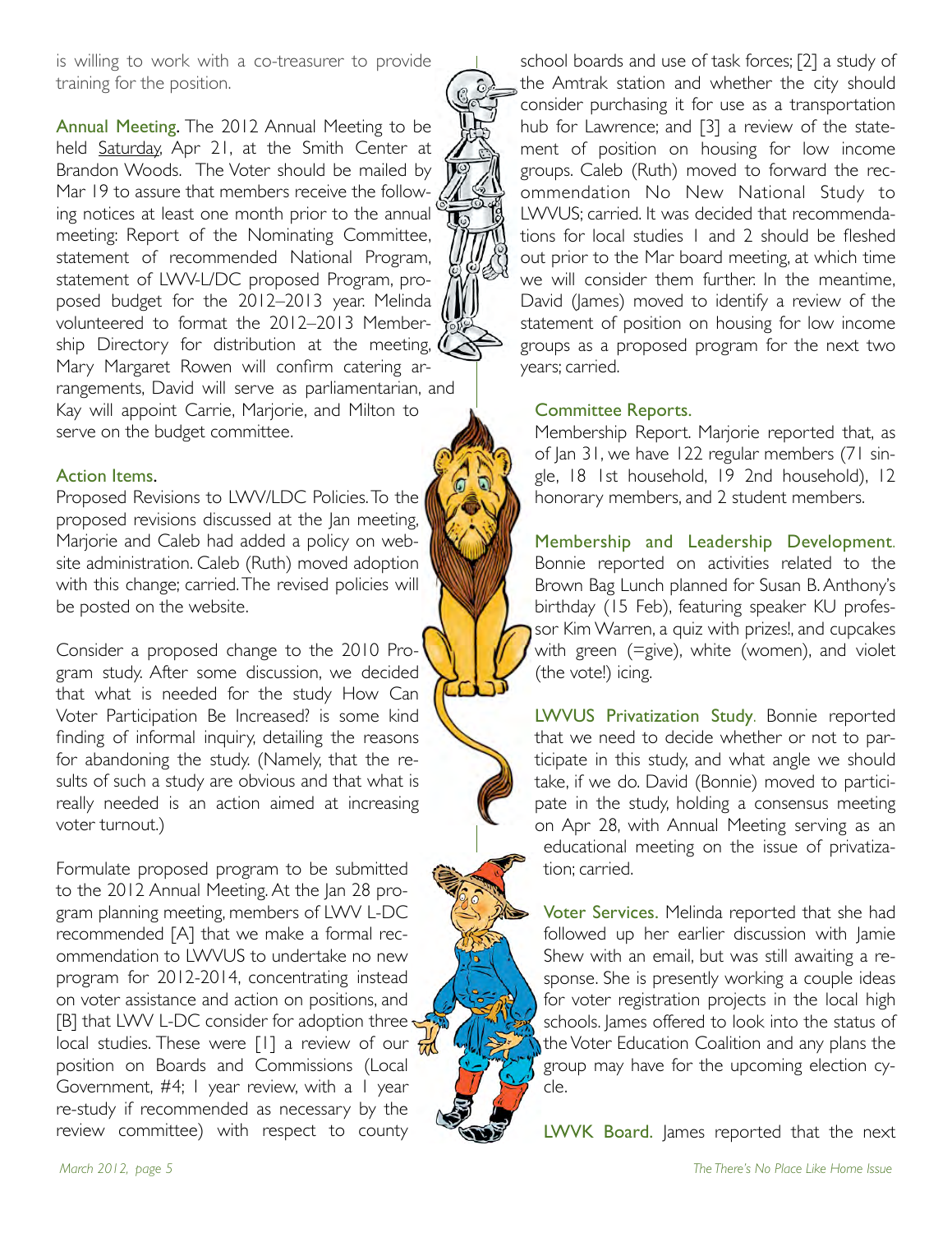is willing to work with a co-treasurer to provide training for the position.

**Annual Meeting.** The 2012 Annual Meeting to be held Saturday, Apr 21, at the Smith Center at Brandon Woods. The Voter should be mailed by Mar 19 to assure that members receive the following notices at least one month prior to the annual meeting: Report of the Nominating Committee, statement of recommended National Program, statement of LWV-L/DC proposed Program, proposed budget for the 2012–2013 year. Melinda volunteered to format the 2012–2013 Membership Directory for distribution at the meeting, Mary Margaret Rowen will confirm catering arrangements, David will serve as parliamentarian, and Kay will appoint Carrie, Marjorie, and Milton to serve on the budget committee.

**Action Items.**

Proposed Revisions to LWV/LDC Policies. To the proposed revisions discussed at the Jan meeting, Marjorie and Caleb had added a policy on website administration. Caleb (Ruth) moved adoption with this change; carried. The revised policies will be posted on the website.

Consider a proposed change to the 2010 Program study. After some discussion, we decided that what is needed for the study How Can Voter Participation Be Increased? is some kind finding of informal inquiry, detailing the reasons for abandoning the study. (Namely, that the results of such a study are obvious and that what is really needed is an action aimed at increasing voter turnout.)

Formulate proposed program to be submitted to the 2012 Annual Meeting. At the Jan 28 program planning meeting, members of LWV L-DC recommended [A] that we make a formal recommendation to LWVUS to undertake no new program for 2012-2014, concentrating instead on voter assistance and action on positions, and [B] that LWV L-DC consider for adoption three local studies. These were [1] a review of our position on Boards and Commissions (Local Government, #4; 1 year review, with a 1 year re-study if recommended as necessary by the review committee) with respect to county school boards and use of task forces; [2] a study of the Amtrak station and whether the city should consider purchasing it for use as a transportation hub for Lawrence; and [3] a review of the statement of position on housing for low income groups. Caleb (Ruth) moved to forward the recommendation No New National Study to LWVUS; carried. It was decided that recommendations for local studies 1 and 2 should be fleshed out prior to the Mar board meeting, at which time we will consider them further. In the meantime, David (James) moved to identify a review of the statement of position on housing for low income groups as a proposed program for the next two years; carried.

**Committee Reports.**

Membership Report. Marjorie reported that, as of Jan 31, we have 122 regular members (71 single, 18 1st household, 19 2nd household), 12 honorary members, and 2 student members.

**Membership and Leadership Development.** Bonnie reported on activities related to the Brown Bag Lunch planned for Susan B. Anthony's birthday (15 Feb), featuring speaker KU professor Kim Warren, a quiz with prizes!, and cupcakes with green (=give), white (women), and violet (the vote!) icing.

**LWVUS Privatization Study.** Bonnie reported that we need to decide whether or not to participate in this study, and what angle we should take, if we do. David (Bonnie) moved to participate in the study, holding a consensus meeting on Apr 28, with Annual Meeting serving as an educational meeting on the issue of privatization; carried.

**Voter Services.** Melinda reported that she had followed up her earlier discussion with Jamie Shew with an email, but was still awaiting a response. She is presently working a couple ideas for voter registration projects in the local high schools. James offered to look into the status of the Voter Education Coalition and any plans the group may have for the upcoming election cycle.

**LWVK Board.** James reported that the next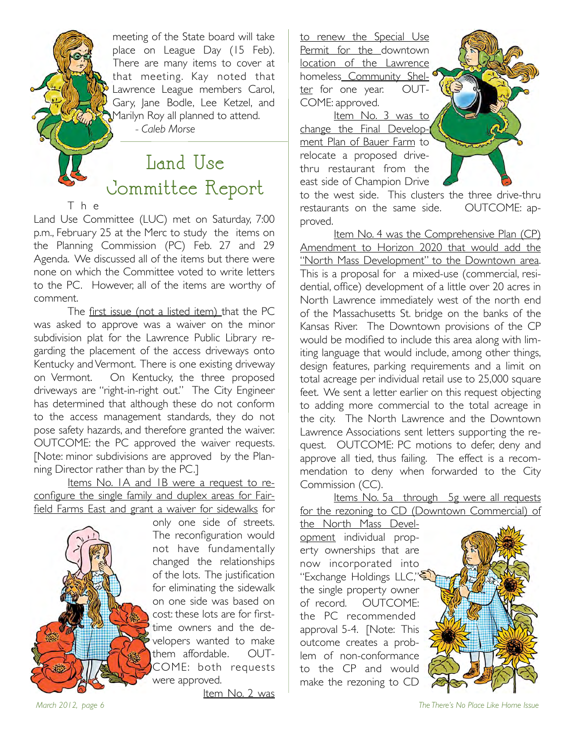meeting of the State board will take place on League Day (15 Feb). There are many items to cover at that meeting. Kay noted that Lawrence League members Carol, Gary, Jane Bodle, Lee Ketzel, and Marilyn Roy all planned to attend.

*- Caleb Morse*

## Land Use Committee Report

The Land Use Committee (LUC) met on Saturday, 7:00 p.m., February 25 at the Merc to study the items on the Planning Commission (PC) Feb. 27 and 29 Agenda. We discussed all of the items but there were none on which the Committee voted to write letters to the PC. However, all of the items are worthy of comment.

The first issue (not a listed item) that the PC was asked to approve was a waiver on the minor subdivision plat for the Lawrence Public Library regarding the placement of the access driveways onto Kentucky and Vermont. There is one existing driveway on Vermont. On Kentucky, the three proposed driveways are "right-in-right out." The City Engineer has determined that although these do not conform to the access management standards, they do not pose safety hazards, and therefore granted the waiver. OUTCOME: the PC approved the waiver requests. [Note: minor subdivisions are approved by the Planning Director rather than by the PC.]

Items No. 1A and 1B were a request to reconfigure the single family and duplex areas for Fairfield Farms East and grant a waiver for sidewalks for only one side of streets. The reconfiguration would not have fundamentally changed the relationships of the lots. The justification for eliminating the sidewalk on one side was based on cost: these lots are for first-time owners and the developers wanted to make them affordable. OUTCOME: both requests were approved.

Item No. 2 was to renew the Special Use Permit for the downtown location of the Lawrence homeless Community Shelter for one year. OUTCOME: approved.

Item No. 3 was to change the Final Development Plan of Bauer Farm to relocate a proposed drive-thru restaurant from the east side of Champion Drive to the west side. This clusters the three drive-thru restaurants on the same side. OUTCOME: approved.

Item No. 4 was the Comprehensive Plan (CP) Amendment to Horizon 2020 that would add the "North Mass Development" to the Downtown area. This is a proposal for a mixed-use (commercial, residential, office) development of a little over 20 acres in North Lawrence immediately west of the north end of the Massachusetts St. bridge on the banks of the Kansas River. The Downtown provisions of the CP would be modified to include this area along with limiting language that would include, among other things, design features, parking requirements and a limit on total acreage per individual retail use to 25,000 square feet. We sent a letter earlier on this request objecting to adding more commercial to the total acreage in the city. The North Lawrence and the Downtown Lawrence Associations sent letters supporting the request. OUTCOME: PC motions to defer, deny and approve all tied, thus failing. The effect is a recommendation to deny when forwarded to the City Commission (CC).

Items No. 5a through 5g were all requests for the rezoning to CD (Downtown Commercial) of the North Mass Development individual property ownerships that are now incorporated into "Exchange Holdings LLC," the single property owner of record. OUTCOME: the PC recommended approval 5-4. [Note: This outcome creates a problem of non-conformance to the CP and would make the rezoning to CD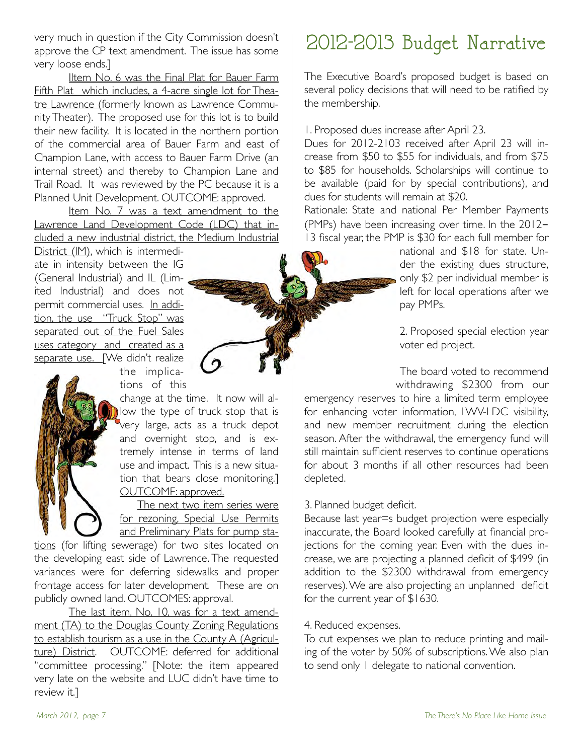very much in question if the City Commission doesn't approve the CP text amendment. The issue has some very loose ends.]

IItem No. 6 was the Final Plat for Bauer Farm Fifth Plat which includes, a 4-acre single lot for Theatre Lawrence (formerly known as Lawrence Community Theater). The proposed use for this lot is to build their new facility. It is located in the northern portion of the commercial area of Bauer Farm and east of Champion Lane, with access to Bauer Farm Drive (an internal street) and thereby to Champion Lane and Trail Road. It was reviewed by the PC because it is a Planned Unit Development. OUTCOME: approved.

Item No. 7 was a text amendment to the Lawrence Land Development Code (LDC) that included a new industrial district, the Medium Industrial District (IM), which is intermediate in intensity between the IG (General Industrial) and IL (Limited Industrial) and does not permit commercial uses. In addition, the use "Truck Stop" was separated out of the Fuel Sales uses category and created as a separate use. [We didn't realize the implications of this change at the time. It now will allow the type of truck stop that is very large, acts as a truck depot and overnight stop, and is extremely intense in terms of land use and impact. This is a new situation that bears close monitoring.] OUTCOME: approved.

The next two item series were for rezoning, Special Use Permits and Preliminary Plats for pump stations (for lifting sewerage) for two sites located on the developing east side of Lawrence. The requested variances were for deferring sidewalks and proper frontage access for later development. These are on publicly owned land. OUTCOMES: approval.

The last item, No. 10, was for a text amendment (TA) to the Douglas County Zoning Regulations to establish tourism as a use in the County A (Agriculture) District. OUTCOME: deferred for additional "committee processing." [Note: the item appeared very late on the website and LUC didn't have time to review it.]

# 2012-2013 Budget Narrative

The Executive Board's proposed budget is based on several policy decisions that will need to be ratified by the membership.

1. Proposed dues increase after April 23.

Dues for 2012-2103 received after April 23 will increase from $50 to $55 for individuals, and from $75 to $85 for households. Scholarships will continue to be available (paid for by special contributions), and dues for students will remain at $20.

Rationale: State and national Per Member Payments (PMPs) have been increasing over time. In the 2012–13 fiscal year, the PMP is $30 for each full member for national and $18 for state. Under the existing dues structure, only $2 per individual member is left for local operations after we pay PMPs.

2. Proposed special election year voter ed project.

The board voted to recommend withdrawing $2300 from our emergency reserves to hire a limited term employee for enhancing voter information, LWV-LDC visibility, and new member recruitment during the election season. After the withdrawal, the emergency fund will still maintain sufficient reserves to continue operations for about 3 months if all other resources had been depleted.

3. Planned budget deficit.

Because last year=s budget projection were especially inaccurate, the Board looked carefully at financial projections for the coming year. Even with the dues increase, we are projecting a planned deficit of $499 (in addition to the $2300 withdrawal from emergency reserves). We are also projecting an unplanned deficit for the current year of $1630.

4. Reduced expenses.

To cut expenses we plan to reduce printing and mailing of the voter by 50% of subscriptions. We also plan to send only 1 delegate to national convention.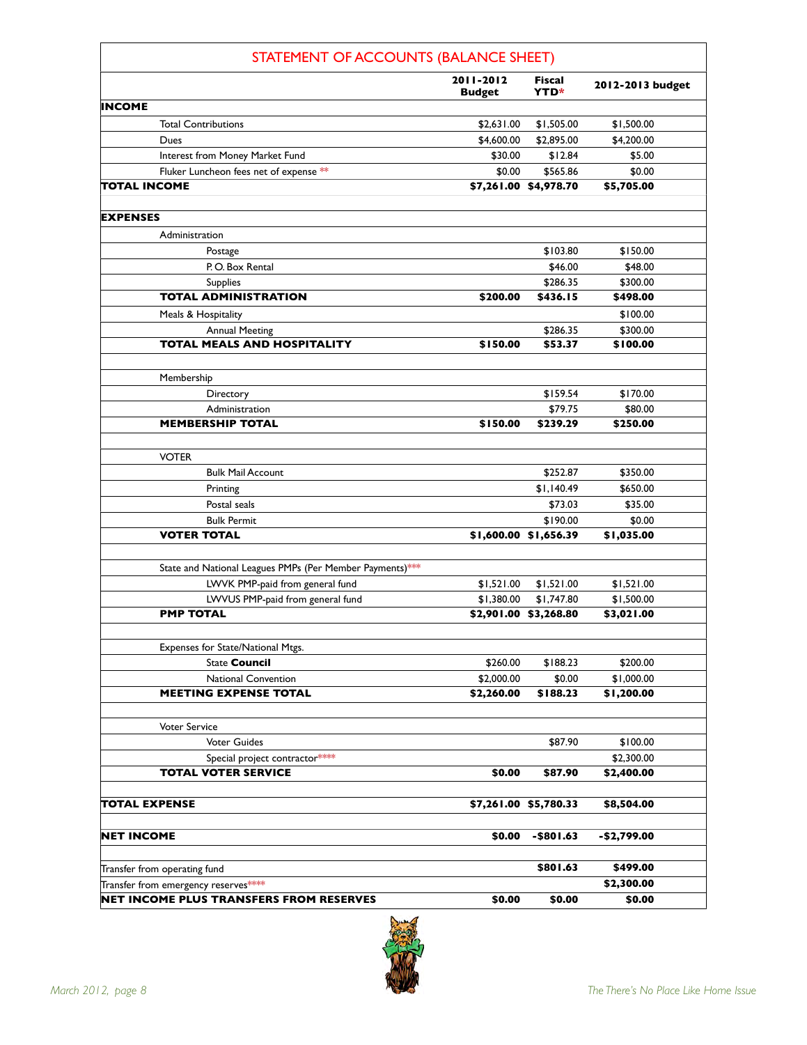## STATEMENT OF ACCOUNTS (BALANCE SHEET)

| | 2011-2012 Budget | Fiscal YTD* | 2012-2013 budget |
|---|---|---|---|
| **INCOME** | | | |
| Total Contributions | $2,631.00 | $1,505.00 | $1,500.00 |
| Dues | $4,600.00 | $2,895.00 | $4,200.00 |
| Interest from Money Market Fund | $30.00 | $12.84 | $5.00 |
| Fluker Luncheon fees net of expense ** | $0.00 | $565.86 | $0.00 |
| **TOTAL INCOME** | **$7,261.00** | **$4,978.70** | **$5,705.00** |
| | | | |
| **EXPENSES** | | | |
| Administration | | | |
| Postage | | $103.80 | $150.00 |
| P. O. Box Rental | | $46.00 | $48.00 |
| Supplies | | $286.35 | $300.00 |
| **TOTAL ADMINISTRATION** | **$200.00** | **$436.15** | **$498.00** |
| Meals & Hospitality | | | $100.00 |
| Annual Meeting | | $286.35 | $300.00 |
| **TOTAL MEALS AND HOSPITALITY** | **$150.00** | **$53.37** | **$100.00** |
| | | | |
| Membership | | | |
| Directory | | $159.54 | $170.00 |
| Administration | | $79.75 | $80.00 |
| **MEMBERSHIP TOTAL** | **$150.00** | **$239.29** | **$250.00** |
| | | | |
| VOTER | | | |
| Bulk Mail Account | | $252.87 | $350.00 |
| Printing | | $1,140.49 | $650.00 |
| Postal seals | | $73.03 | $35.00 |
| Bulk Permit | | $190.00 | $0.00 |
| **VOTER TOTAL** | **$1,600.00** | **$1,656.39** | **$1,035.00** |
| | | | |
| State and National Leagues PMPs (Per Member Payments)*** | | | |
| LWVK PMP-paid from general fund | $1,521.00 | $1,521.00 | $1,521.00 |
| LWVUS PMP-paid from general fund | $1,380.00 | $1,747.80 | $1,500.00 |
| **PMP TOTAL** | **$2,901.00** | **$3,268.80** | **$3,021.00** |
| | | | |
| Expenses for State/National Mtgs. | | | |
| State **Council** | $260.00 | $188.23 | $200.00 |
| National Convention | $2,000.00 | $0.00 | $1,000.00 |
| **MEETING EXPENSE TOTAL** | **$2,260.00** | **$188.23** | **$1,200.00** |
| | | | |
| Voter Service | | | |
| Voter Guides | | $87.90 | $100.00 |
| Special project contractor**** | | | $2,300.00 |
| **TOTAL VOTER SERVICE** | **$0.00** | **$87.90** | **$2,400.00** |
| | | | |
| **TOTAL EXPENSE** | **$7,261.00** | **$5,780.33** | **$8,504.00** |
| | | | |
| **NET INCOME** | **$0.00** | **-$801.63** | **-$2,799.00** |
| | | | |
| Transfer from operating fund | | **$801.63** | **$499.00** |
| Transfer from emergency reserves**** | | | **$2,300.00** |
| **NET INCOME PLUS TRANSFERS FROM RESERVES** | **$0.00** | **$0.00** | **$0.00** |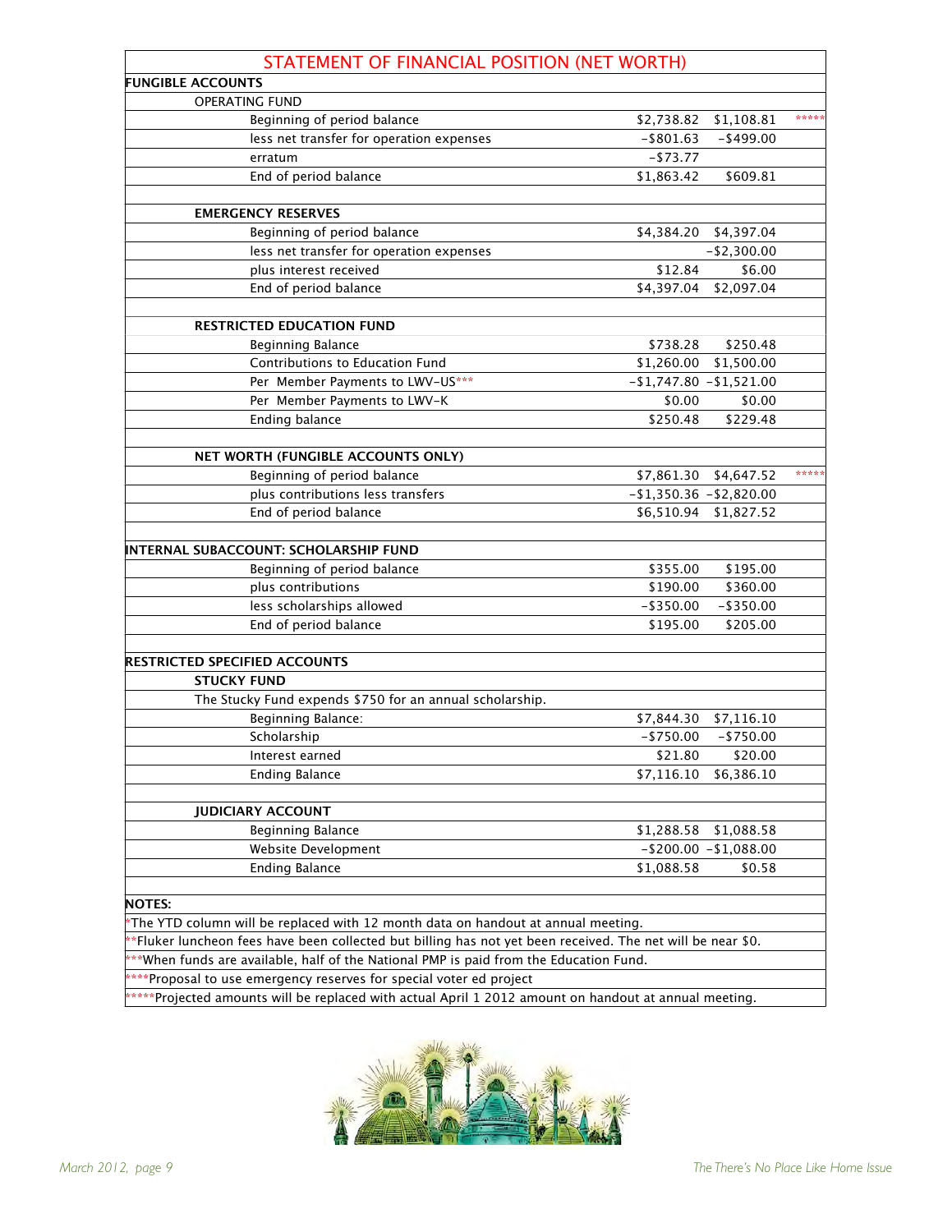## STATEMENT OF FINANCIAL POSITION (NET WORTH)

| FUNGIBLE ACCOUNTS | | | |
|---|---|---|---|
| OPERATING FUND | | | |
| Beginning of period balance | $2,738.82 | $1,108.81 | ***** |
| less net transfer for operation expenses | -$801.63 | -$499.00 | |
| erratum | -$73.77 | | |
| End of period balance | $1,863.42 | $609.81 | |
| | | | |
| EMERGENCY RESERVES | | | |
| Beginning of period balance | $4,384.20 | $4,397.04 | |
| less net transfer for operation expenses | | -$2,300.00 | |
| plus interest received | $12.84 | $6.00 | |
| End of period balance | $4,397.04 | $2,097.04 | |
| | | | |
| RESTRICTED EDUCATION FUND | | | |
| Beginning Balance | $738.28 | $250.48 | |
| Contributions to Education Fund | $1,260.00 | $1,500.00 | |
| Per Member Payments to LWV-US*** | -$1,747.80 | -$1,521.00 | |
| Per Member Payments to LWV-K | $0.00 | $0.00 | |
| Ending balance | $250.48 | $229.48 | |
| | | | |
| NET WORTH (FUNGIBLE ACCOUNTS ONLY) | | | |
| Beginning of period balance | $7,861.30 | $4,647.52 | ***** |
| plus contributions less transfers | -$1,350.36 | -$2,820.00 | |
| End of period balance | $6,510.94 | $1,827.52 | |
| | | | |
| INTERNAL SUBACCOUNT: SCHOLARSHIP FUND | | | |
| Beginning of period balance | $355.00 | $195.00 | |
| plus contributions | $190.00 | $360.00 | |
| less scholarships allowed | -$350.00 | -$350.00 | |
| End of period balance | $195.00 | $205.00 | |
| | | | |
| RESTRICTED SPECIFIED ACCOUNTS | | | |
| STUCKY FUND | | | |
| The Stucky Fund expends $750 for an annual scholarship. | | | |
| Beginning Balance: | $7,844.30 | $7,116.10 | |
| Scholarship | -$750.00 | -$750.00 | |
| Interest earned | $21.80 | $20.00 | |
| Ending Balance | $7,116.10 | $6,386.10 | |
| | | | |
| JUDICIARY ACCOUNT | | | |
| Beginning Balance | $1,288.58 | $1,088.58 | |
| Website Development | -$200.00 | -$1,088.00 | |
| Ending Balance | $1,088.58 | $0.58 | |

**NOTES:**

*The YTD column will be replaced with 12 month data on handout at annual meeting.

**Fluker luncheon fees have been collected but billing has not yet been received. The net will be near $0.

***When funds are available, half of the National PMP is paid from the Education Fund.

****Proposal to use emergency reserves for special voter ed project

*****Projected amounts will be replaced with actual April 1 2012 amount on handout at annual meeting.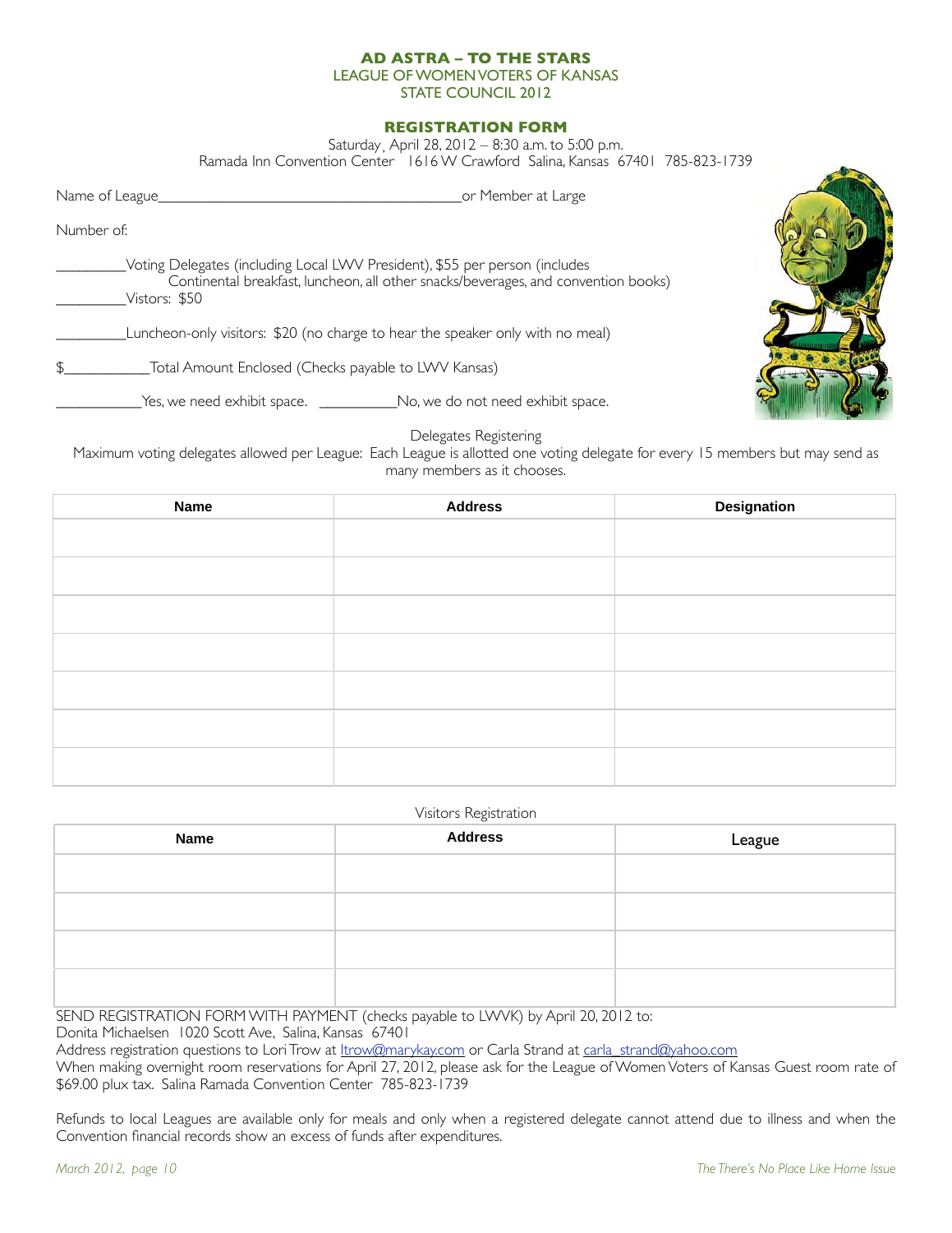**AD ASTRA – TO THE STARS**
LEAGUE OF WOMEN VOTERS OF KANSAS
STATE COUNCIL 2012

**REGISTRATION FORM**

Saturday, April 28, 2012 – 8:30 a.m. to 5:00 p.m.
Ramada Inn Convention Center 1616 W Crawford Salina, Kansas 67401 785-823-1739

Name of League_______________________________________or Member at Large

Number of:

_________Voting Delegates (including Local LWV President), $55 per person (includes Continental breakfast, luncheon, all other snacks/beverages, and convention books)
_________Vistors: $50

_________Luncheon-only visitors: $20 (no charge to hear the speaker only with no meal)

$___________Total Amount Enclosed (Checks payable to LWV Kansas)

___________Yes, we need exhibit space. __________No, we do not need exhibit space.

Delegates Registering

Maximum voting delegates allowed per League: Each League is allotted one voting delegate for every 15 members but may send as many members as it chooses.

| Name | Address | Designation |
|---|---|---|
| | | |
| | | |
| | | |
| | | |
| | | |
| | | |
| | | |

Visitors Registration

| Name | Address | League |
|---|---|---|
| | | |
| | | |
| | | |
| | | |

SEND REGISTRATION FORM WITH PAYMENT (checks payable to LWVK) by April 20, 2012 to:
Donita Michaelsen 1020 Scott Ave, Salina, Kansas 67401
Address registration questions to Lori Trow at ltrow@marykay.com or Carla Strand at carla_strand@yahoo.com
When making overnight room reservations for April 27, 2012, please ask for the League of Women Voters of Kansas Guest room rate of $69.00 plux tax. Salina Ramada Convention Center 785-823-1739

Refunds to local Leagues are available only for meals and only when a registered delegate cannot attend due to illness and when the Convention financial records show an excess of funds after expenditures.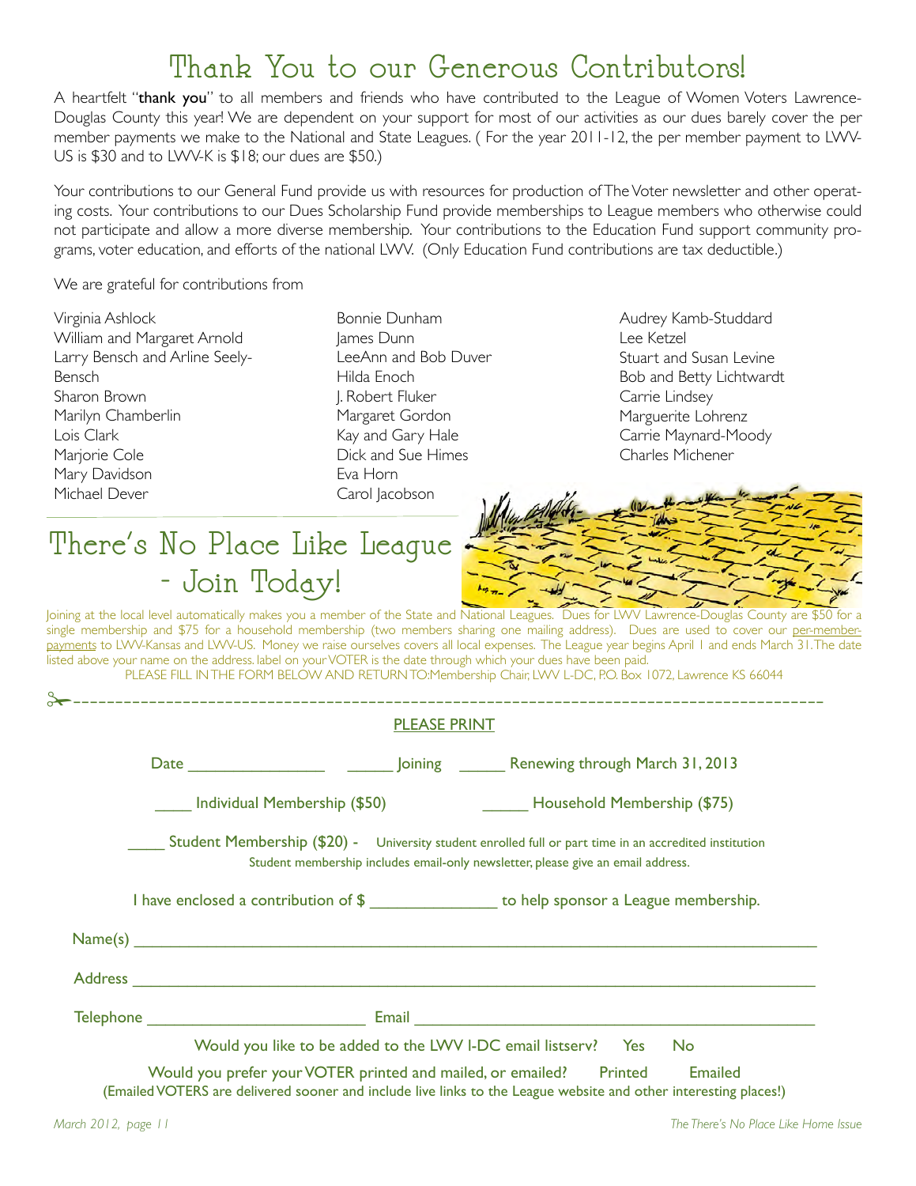# Thank You to our Generous Contributors!

A heartfelt "**thank you**" to all members and friends who have contributed to the League of Women Voters Lawrence-Douglas County this year! We are dependent on your support for most of our activities as our dues barely cover the per member payments we make to the National and State Leagues. ( For the year 2011-12, the per member payment to LWV-US is $30 and to LWV-K is $18; our dues are $50.)

Your contributions to our General Fund provide us with resources for production of The Voter newsletter and other operating costs. Your contributions to our Dues Scholarship Fund provide memberships to League members who otherwise could not participate and allow a more diverse membership. Your contributions to the Education Fund support community programs, voter education, and efforts of the national LWV. (Only Education Fund contributions are tax deductible.)

We are grateful for contributions from

Virginia Ashlock
William and Margaret Arnold
Larry Bensch and Arline Seely-Bensch
Sharon Brown
Marilyn Chamberlin
Lois Clark
Marjorie Cole
Mary Davidson
Michael Dever
Bonnie Dunham
James Dunn
LeeAnn and Bob Duver
Hilda Enoch
J. Robert Fluker
Margaret Gordon
Kay and Gary Hale
Dick and Sue Himes
Eva Horn
Carol Jacobson
Audrey Kamb-Studdard
Lee Ketzel
Stuart and Susan Levine
Bob and Betty Lichtwardt
Carrie Lindsey
Marguerite Lohrenz
Carrie Maynard-Moody
Charles Michener

# There's No Place Like League - Join Today!

Joining at the local level automatically makes you a member of the State and National Leagues. Dues for LWV Lawrence-Douglas County are $50 for a single membership and $75 for a household membership (two members sharing one mailing address). Dues are used to cover our per-member-payments to LWV-Kansas and LWV-US. Money we raise ourselves covers all local expenses. The League year begins April 1 and ends March 31. The date listed above your name on the address. label on your VOTER is the date through which your dues have been paid.

PLEASE FILL IN THE FORM BELOW AND RETURN TO:Membership Chair, LWV L-DC, P.O. Box 1072, Lawrence KS 66044

---

PLEASE PRINT

Date ________________ ______ Joining ______ Renewing through March 31, 2013

____ Individual Membership ($50) ______ Household Membership ($75)

____ Student Membership ($20) - University student enrolled full or part time in an accredited institution
Student membership includes email-only newsletter, please give an email address.

I have enclosed a contribution of $ ______________ to help sponsor a League membership.

Name(s) ____________________________________________

Address ____________________________________________

Telephone __________________________ Email ______________________________

Would you like to be added to the LWV l-DC email listserv? Yes No

Would you prefer your VOTER printed and mailed, or emailed? Printed Emailed
(Emailed VOTERS are delivered sooner and include live links to the League website and other interesting places!)